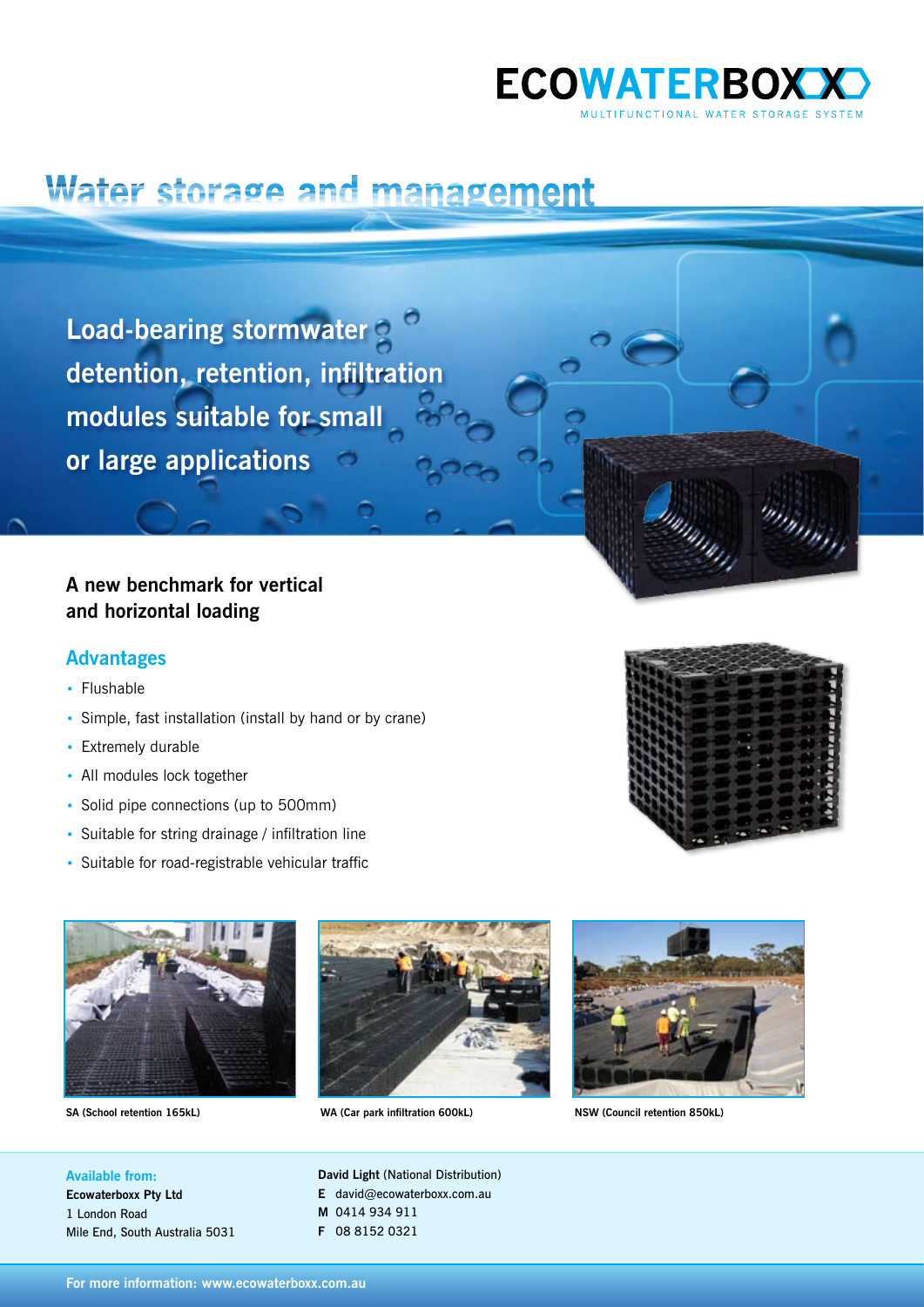ECOWATERBOXX

MULTIFUNCTIONAL WATER STORAGE SYSTEM

# Water storage and management

## Load-bearing stormwater detention, retention, infiltration modules suitable for small or large applications

### A new benchmark for vertical and horizontal loading

### Advantages

- Flushable
- Simple, fast installation (install by hand or by crane)
- Extremely durable
- All modules lock together
- Solid pipe connections (up to 500mm)
- Suitable for string drainage / infiltration line
- Suitable for road-registrable vehicular traffic

**SA (School retention 165kL)**

**WA (Car park infiltration 600kL)**

**NSW (Council retention 850kL)**

**Available from:**
**Ecowaterboxx Pty Ltd**
1 London Road
Mile End, South Australia 5031

**David Light** (National Distribution)
**E** david@ecowaterboxx.com.au
**M** 0414 934 911
**F** 08 8152 0321

**For more information: www.ecowaterboxx.com.au**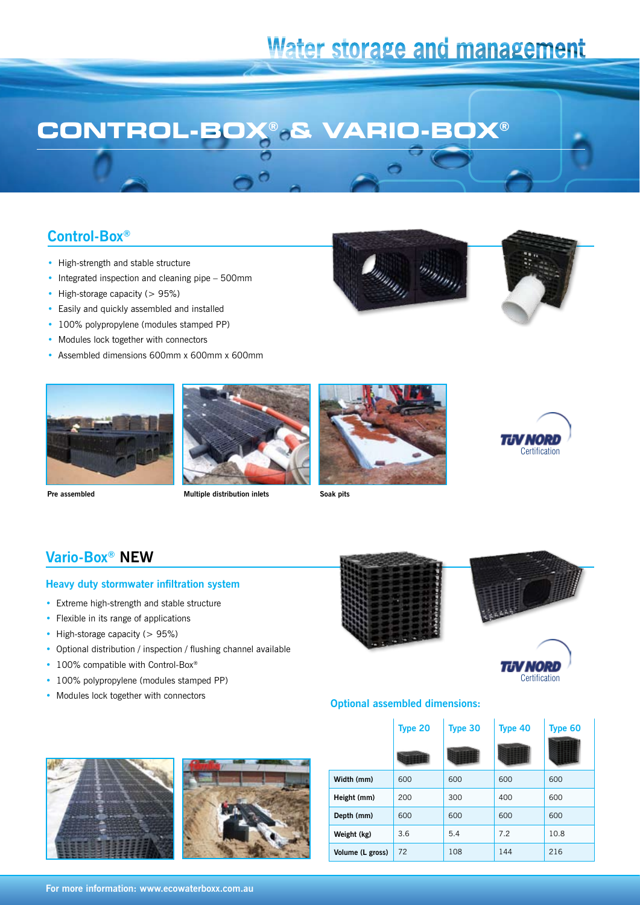# Water storage and management

# CONTROL-BOX® & VARIO-BOX®

## Control-Box®

- High-strength and stable structure
- Integrated inspection and cleaning pipe – 500mm
- High-storage capacity (> 95%)
- Easily and quickly assembled and installed
- 100% polypropylene (modules stamped PP)
- Modules lock together with connectors
- Assembled dimensions 600mm x 600mm x 600mm

**Pre assembled**

**Multiple distribution inlets**

**Soak pits**

TÜV NORD Certification

## Vario-Box® NEW

### Heavy duty stormwater infiltration system

- Extreme high-strength and stable structure
- Flexible in its range of applications
- High-storage capacity (> 95%)
- Optional distribution / inspection / flushing channel available
- 100% compatible with Control-Box®
- 100% polypropylene (modules stamped PP)
- Modules lock together with connectors

TÜV NORD Certification

### Optional assembled dimensions:

| | Type 20 | Type 30 | Type 40 | Type 60 |
|---|---|---|---|---|
| **Width (mm)** | 600 | 600 | 600 | 600 |
| **Height (mm)** | 200 | 300 | 400 | 600 |
| **Depth (mm)** | 600 | 600 | 600 | 600 |
| **Weight (kg)** | 3.6 | 5.4 | 7.2 | 10.8 |
| **Volume (L gross)** | 72 | 108 | 144 | 216 |

**For more information: www.ecowaterboxx.com.au**